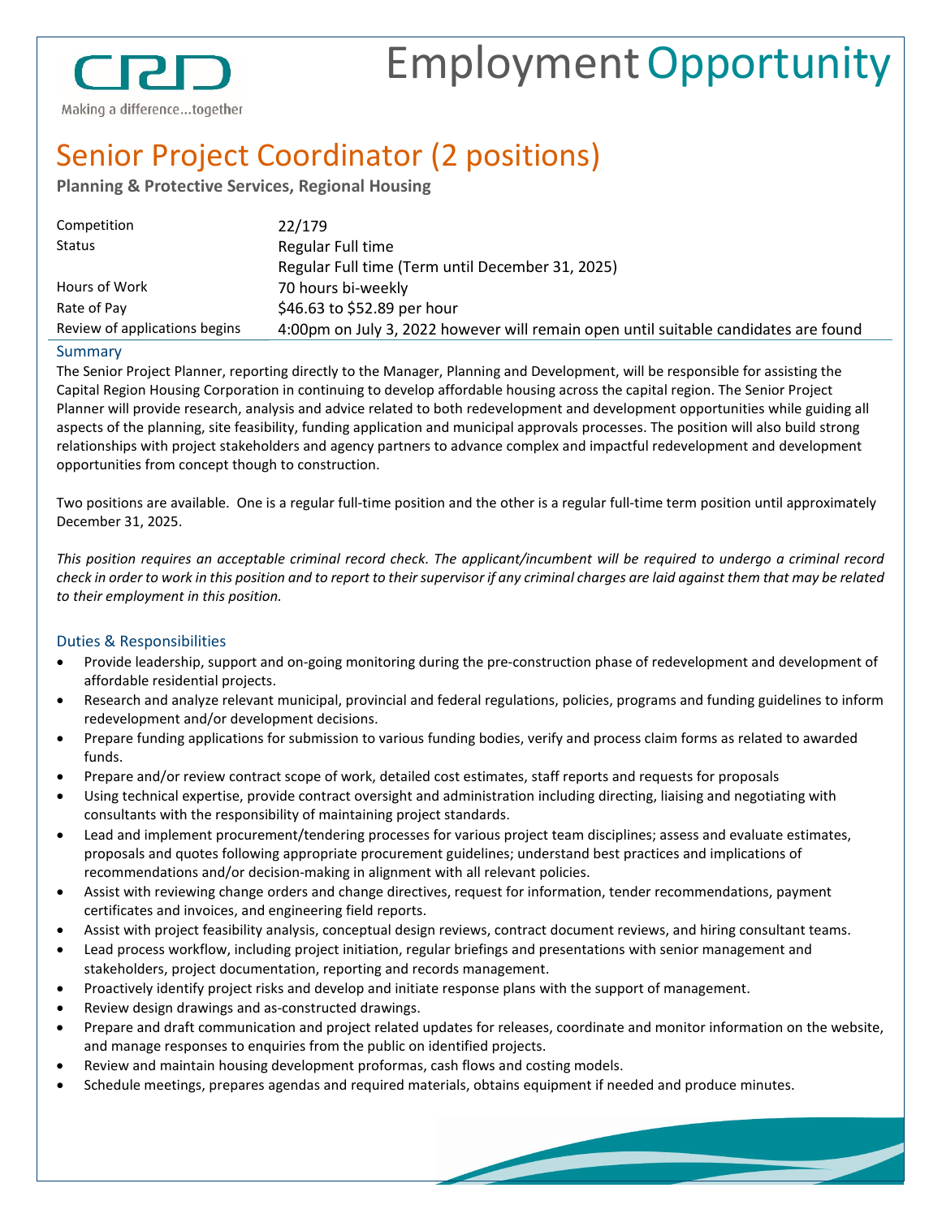CRD

Making a difference...together

# Employment Opportunity

## Senior Project Coordinator (2 positions)

**Planning & Protective Services, Regional Housing**

| | |
|---|---|
| Competition | 22/179 |
| Status | Regular Full time<br>Regular Full time (Term until December 31, 2025) |
| Hours of Work | 70 hours bi-weekly |
| Rate of Pay | $46.63 to $52.89 per hour |
| Review of applications begins | 4:00pm on July 3, 2022 however will remain open until suitable candidates are found |

### Summary

The Senior Project Planner, reporting directly to the Manager, Planning and Development, will be responsible for assisting the Capital Region Housing Corporation in continuing to develop affordable housing across the capital region. The Senior Project Planner will provide research, analysis and advice related to both redevelopment and development opportunities while guiding all aspects of the planning, site feasibility, funding application and municipal approvals processes. The position will also build strong relationships with project stakeholders and agency partners to advance complex and impactful redevelopment and development opportunities from concept though to construction.

Two positions are available. One is a regular full-time position and the other is a regular full-time term position until approximately December 31, 2025.

*This position requires an acceptable criminal record check. The applicant/incumbent will be required to undergo a criminal record check in order to work in this position and to report to their supervisor if any criminal charges are laid against them that may be related to their employment in this position.*

### Duties & Responsibilities

- Provide leadership, support and on-going monitoring during the pre-construction phase of redevelopment and development of affordable residential projects.
- Research and analyze relevant municipal, provincial and federal regulations, policies, programs and funding guidelines to inform redevelopment and/or development decisions.
- Prepare funding applications for submission to various funding bodies, verify and process claim forms as related to awarded funds.
- Prepare and/or review contract scope of work, detailed cost estimates, staff reports and requests for proposals
- Using technical expertise, provide contract oversight and administration including directing, liaising and negotiating with consultants with the responsibility of maintaining project standards.
- Lead and implement procurement/tendering processes for various project team disciplines; assess and evaluate estimates, proposals and quotes following appropriate procurement guidelines; understand best practices and implications of recommendations and/or decision-making in alignment with all relevant policies.
- Assist with reviewing change orders and change directives, request for information, tender recommendations, payment certificates and invoices, and engineering field reports.
- Assist with project feasibility analysis, conceptual design reviews, contract document reviews, and hiring consultant teams.
- Lead process workflow, including project initiation, regular briefings and presentations with senior management and stakeholders, project documentation, reporting and records management.
- Proactively identify project risks and develop and initiate response plans with the support of management.
- Review design drawings and as-constructed drawings.
- Prepare and draft communication and project related updates for releases, coordinate and monitor information on the website, and manage responses to enquiries from the public on identified projects.
- Review and maintain housing development proformas, cash flows and costing models.
- Schedule meetings, prepares agendas and required materials, obtains equipment if needed and produce minutes.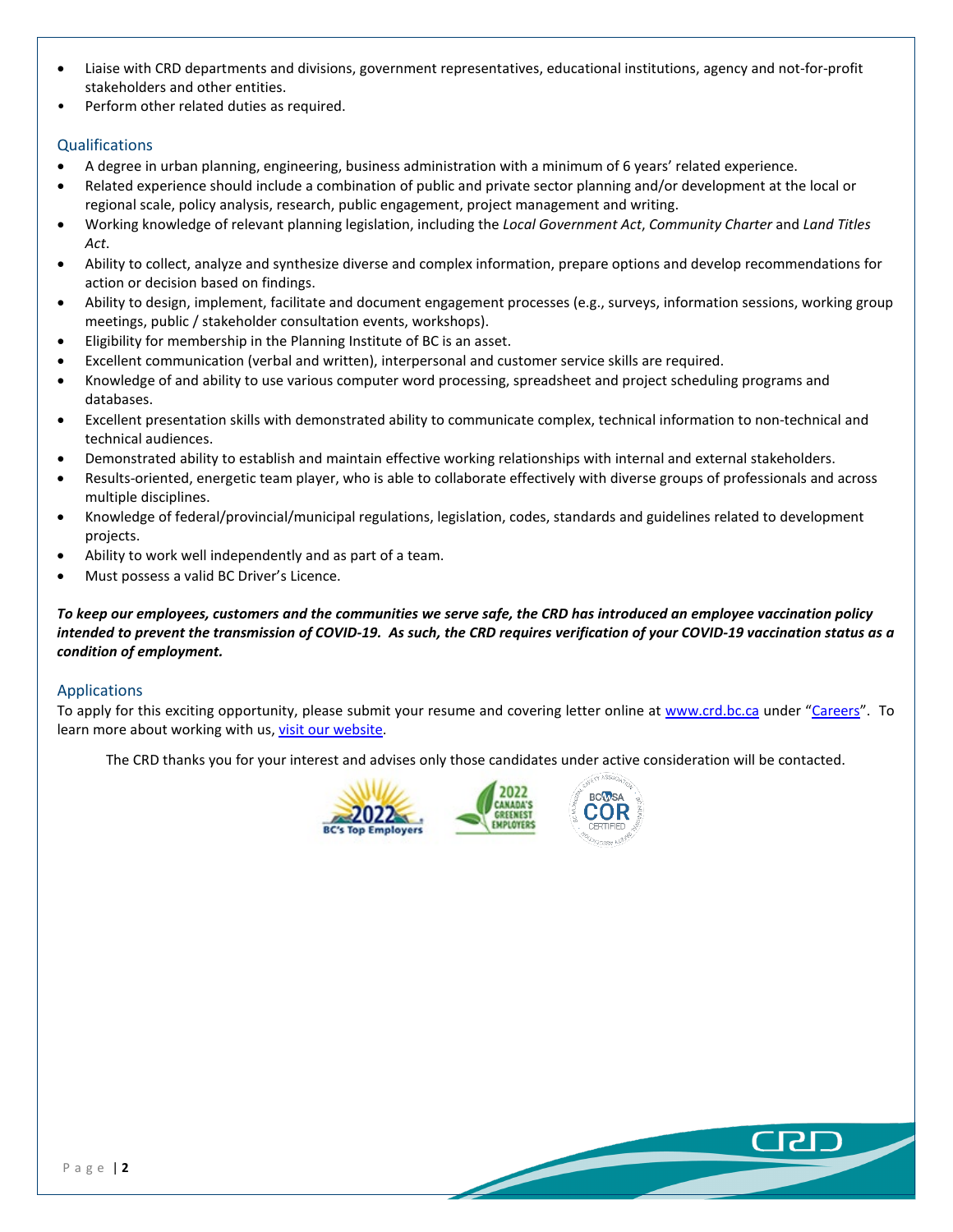- Liaise with CRD departments and divisions, government representatives, educational institutions, agency and not-for-profit stakeholders and other entities.
- Perform other related duties as required.

## Qualifications

- A degree in urban planning, engineering, business administration with a minimum of 6 years' related experience.
- Related experience should include a combination of public and private sector planning and/or development at the local or regional scale, policy analysis, research, public engagement, project management and writing.
- Working knowledge of relevant planning legislation, including the *Local Government Act*, *Community Charter* and *Land Titles Act*.
- Ability to collect, analyze and synthesize diverse and complex information, prepare options and develop recommendations for action or decision based on findings.
- Ability to design, implement, facilitate and document engagement processes (e.g., surveys, information sessions, working group meetings, public / stakeholder consultation events, workshops).
- Eligibility for membership in the Planning Institute of BC is an asset.
- Excellent communication (verbal and written), interpersonal and customer service skills are required.
- Knowledge of and ability to use various computer word processing, spreadsheet and project scheduling programs and databases.
- Excellent presentation skills with demonstrated ability to communicate complex, technical information to non-technical and technical audiences.
- Demonstrated ability to establish and maintain effective working relationships with internal and external stakeholders.
- Results-oriented, energetic team player, who is able to collaborate effectively with diverse groups of professionals and across multiple disciplines.
- Knowledge of federal/provincial/municipal regulations, legislation, codes, standards and guidelines related to development projects.
- Ability to work well independently and as part of a team.
- Must possess a valid BC Driver's Licence.

***To keep our employees, customers and the communities we serve safe, the CRD has introduced an employee vaccination policy intended to prevent the transmission of COVID-19. As such, the CRD requires verification of your COVID-19 vaccination status as a condition of employment.***

## Applications

To apply for this exciting opportunity, please submit your resume and covering letter online at www.crd.bc.ca under "Careers". To learn more about working with us, visit our website.

The CRD thanks you for your interest and advises only those candidates under active consideration will be contacted.